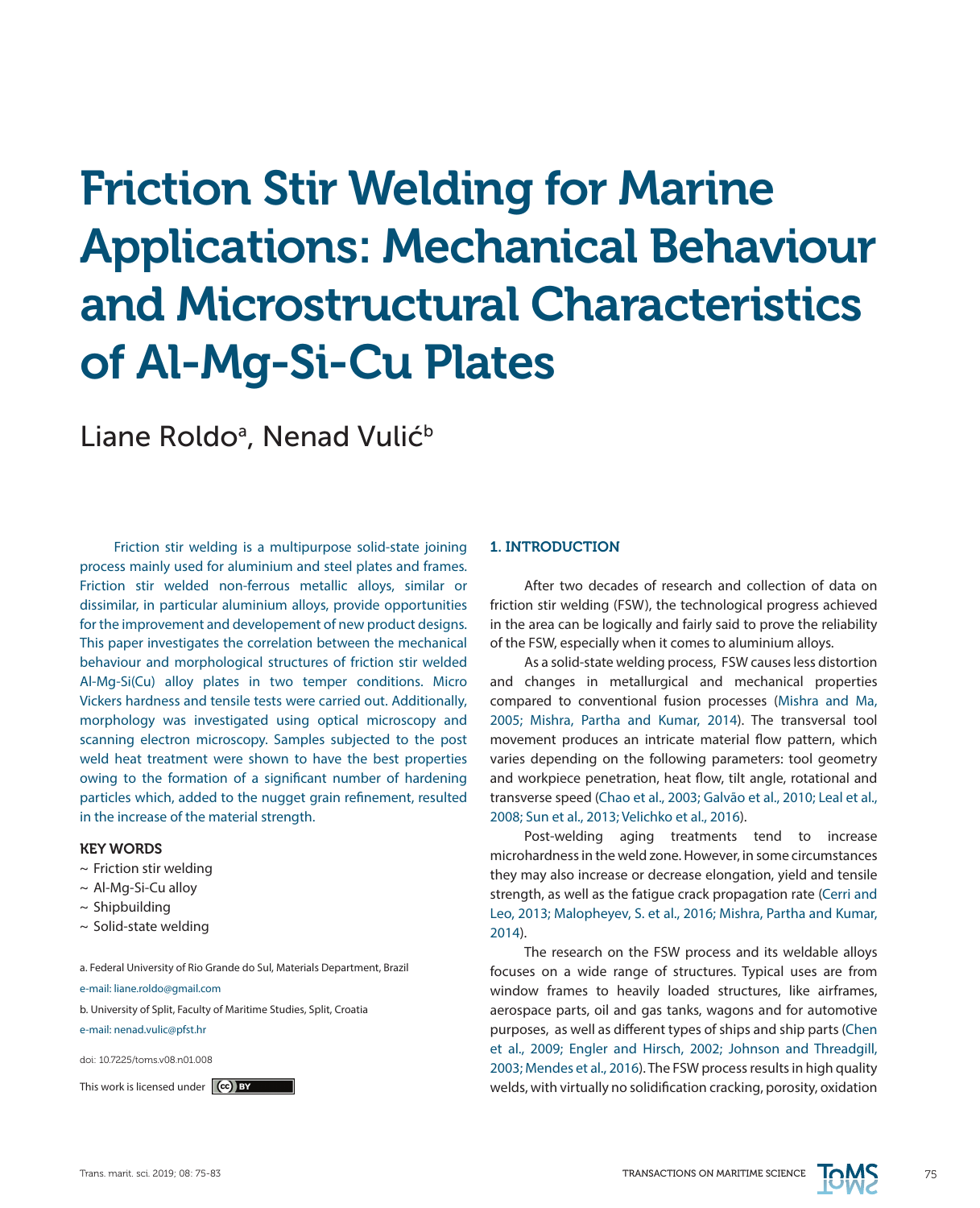# Friction Stir Welding for Marine Applications: Mechanical Behaviour and Microstructural Characteristics of Al-Mg-Si-Cu Plates

Liane Roldo[a], Nenad Vulić[b]

Friction stir welding is a multipurpose solid-state joining process mainly used for aluminium and steel plates and frames. Friction stir welded non-ferrous metallic alloys, similar or dissimilar, in particular aluminium alloys, provide opportunities for the improvement and developement of new product designs. This paper investigates the correlation between the mechanical behaviour and morphological structures of friction stir welded Al-Mg-Si(Cu) alloy plates in two temper conditions. Micro Vickers hardness and tensile tests were carried out. Additionally, morphology was investigated using optical microscopy and scanning electron microscopy. Samples subjected to the post weld heat treatment were shown to have the best properties owing to the formation of a significant number of hardening particles which, added to the nugget grain refinement, resulted in the increase of the material strength.

### KEY WORDS

- ~ Friction stir welding
- ~ Al-Mg-Si-Cu alloy
- ~ Shipbuilding
- ~ Solid-state welding

a. Federal University of Rio Grande do Sul, Materials Department, Brazil
e-mail: liane.roldo@gmail.com

b. University of Split, Faculty of Maritime Studies, Split, Croatia
e-mail: nenad.vulic@pfst.hr

doi: 10.7225/toms.v08.n01.008

This work is licensed under CC BY

## 1. INTRODUCTION

After two decades of research and collection of data on friction stir welding (FSW), the technological progress achieved in the area can be logically and fairly said to prove the reliability of the FSW, especially when it comes to aluminium alloys.

As a solid-state welding process, FSW causes less distortion and changes in metallurgical and mechanical properties compared to conventional fusion processes (Mishra and Ma, 2005; Mishra, Partha and Kumar, 2014). The transversal tool movement produces an intricate material flow pattern, which varies depending on the following parameters: tool geometry and workpiece penetration, heat flow, tilt angle, rotational and transverse speed (Chao et al., 2003; Galvão et al., 2010; Leal et al., 2008; Sun et al., 2013; Velichko et al., 2016).

Post-welding aging treatments tend to increase microhardness in the weld zone. However, in some circumstances they may also increase or decrease elongation, yield and tensile strength, as well as the fatigue crack propagation rate (Cerri and Leo, 2013; Malopheyev, S. et al., 2016; Mishra, Partha and Kumar, 2014).

The research on the FSW process and its weldable alloys focuses on a wide range of structures. Typical uses are from window frames to heavily loaded structures, like airframes, aerospace parts, oil and gas tanks, wagons and for automotive purposes, as well as different types of ships and ship parts (Chen et al., 2009; Engler and Hirsch, 2002; Johnson and Threadgill, 2003; Mendes et al., 2016). The FSW process results in high quality welds, with virtually no solidification cracking, porosity, oxidation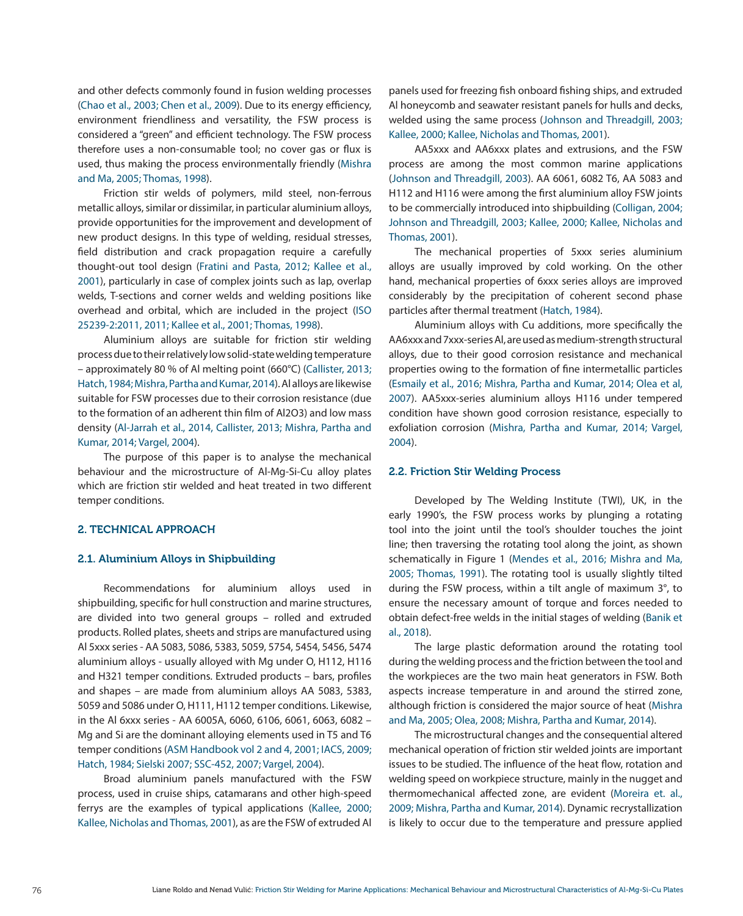and other defects commonly found in fusion welding processes (Chao et al., 2003; Chen et al., 2009). Due to its energy efficiency, environment friendliness and versatility, the FSW process is considered a "green" and efficient technology. The FSW process therefore uses a non-consumable tool; no cover gas or flux is used, thus making the process environmentally friendly (Mishra and Ma, 2005; Thomas, 1998).

Friction stir welds of polymers, mild steel, non-ferrous metallic alloys, similar or dissimilar, in particular aluminium alloys, provide opportunities for the improvement and development of new product designs. In this type of welding, residual stresses, field distribution and crack propagation require a carefully thought-out tool design (Fratini and Pasta, 2012; Kallee et al., 2001), particularly in case of complex joints such as lap, overlap welds, T-sections and corner welds and welding positions like overhead and orbital, which are included in the project (ISO 25239-2:2011, 2011; Kallee et al., 2001; Thomas, 1998).

Aluminium alloys are suitable for friction stir welding process due to their relatively low solid-state welding temperature – approximately 80 % of Al melting point (660°C) (Callister, 2013; Hatch, 1984; Mishra, Partha and Kumar, 2014). Al alloys are likewise suitable for FSW processes due to their corrosion resistance (due to the formation of an adherent thin film of $Al_2O_3$) and low mass density (Al-Jarrah et al., 2014, Callister, 2013; Mishra, Partha and Kumar, 2014; Vargel, 2004).

The purpose of this paper is to analyse the mechanical behaviour and the microstructure of Al-Mg-Si-Cu alloy plates which are friction stir welded and heat treated in two different temper conditions.

## 2. TECHNICAL APPROACH

### 2.1. Aluminium Alloys in Shipbuilding

Recommendations for aluminium alloys used in shipbuilding, specific for hull construction and marine structures, are divided into two general groups – rolled and extruded products. Rolled plates, sheets and strips are manufactured using Al 5xxx series - AA 5083, 5086, 5383, 5059, 5754, 5454, 5456, 5474 aluminium alloys - usually alloyed with Mg under O, H112, H116 and H321 temper conditions. Extruded products – bars, profiles and shapes – are made from aluminium alloys AA 5083, 5383, 5059 and 5086 under O, H111, H112 temper conditions. Likewise, in the Al 6xxx series - AA 6005A, 6060, 6106, 6061, 6063, 6082 – Mg and Si are the dominant alloying elements used in T5 and T6 temper conditions (ASM Handbook vol 2 and 4, 2001; IACS, 2009; Hatch, 1984; Sielski 2007; SSC-452, 2007; Vargel, 2004).

Broad aluminium panels manufactured with the FSW process, used in cruise ships, catamarans and other high-speed ferrys are the examples of typical applications (Kallee, 2000; Kallee, Nicholas and Thomas, 2001), as are the FSW of extruded Al panels used for freezing fish onboard fishing ships, and extruded Al honeycomb and seawater resistant panels for hulls and decks, welded using the same process (Johnson and Threadgill, 2003; Kallee, 2000; Kallee, Nicholas and Thomas, 2001).

AA5xxx and AA6xxx plates and extrusions, and the FSW process are among the most common marine applications (Johnson and Threadgill, 2003). AA 6061, 6082 T6, AA 5083 and H112 and H116 were among the first aluminium alloy FSW joints to be commercially introduced into shipbuilding (Colligan, 2004; Johnson and Threadgill, 2003; Kallee, 2000; Kallee, Nicholas and Thomas, 2001).

The mechanical properties of 5xxx series aluminium alloys are usually improved by cold working. On the other hand, mechanical properties of 6xxx series alloys are improved considerably by the precipitation of coherent second phase particles after thermal treatment (Hatch, 1984).

Aluminium alloys with Cu additions, more specifically the AA6xxx and 7xxx-series Al, are used as medium-strength structural alloys, due to their good corrosion resistance and mechanical properties owing to the formation of fine intermetallic particles (Esmaily et al., 2016; Mishra, Partha and Kumar, 2014; Olea et al, 2007). AA5xxx-series aluminium alloys H116 under tempered condition have shown good corrosion resistance, especially to exfoliation corrosion (Mishra, Partha and Kumar, 2014; Vargel, 2004).

### 2.2. Friction Stir Welding Process

Developed by The Welding Institute (TWI), UK, in the early 1990's, the FSW process works by plunging a rotating tool into the joint until the tool's shoulder touches the joint line; then traversing the rotating tool along the joint, as shown schematically in Figure 1 (Mendes et al., 2016; Mishra and Ma, 2005; Thomas, 1991). The rotating tool is usually slightly tilted during the FSW process, within a tilt angle of maximum 3°, to ensure the necessary amount of torque and forces needed to obtain defect-free welds in the initial stages of welding (Banik et al., 2018).

The large plastic deformation around the rotating tool during the welding process and the friction between the tool and the workpieces are the two main heat generators in FSW. Both aspects increase temperature in and around the stirred zone, although friction is considered the major source of heat (Mishra and Ma, 2005; Olea, 2008; Mishra, Partha and Kumar, 2014).

The microstructural changes and the consequential altered mechanical operation of friction stir welded joints are important issues to be studied. The influence of the heat flow, rotation and welding speed on workpiece structure, mainly in the nugget and thermomechanical affected zone, are evident (Moreira et. al., 2009; Mishra, Partha and Kumar, 2014). Dynamic recrystallization is likely to occur due to the temperature and pressure applied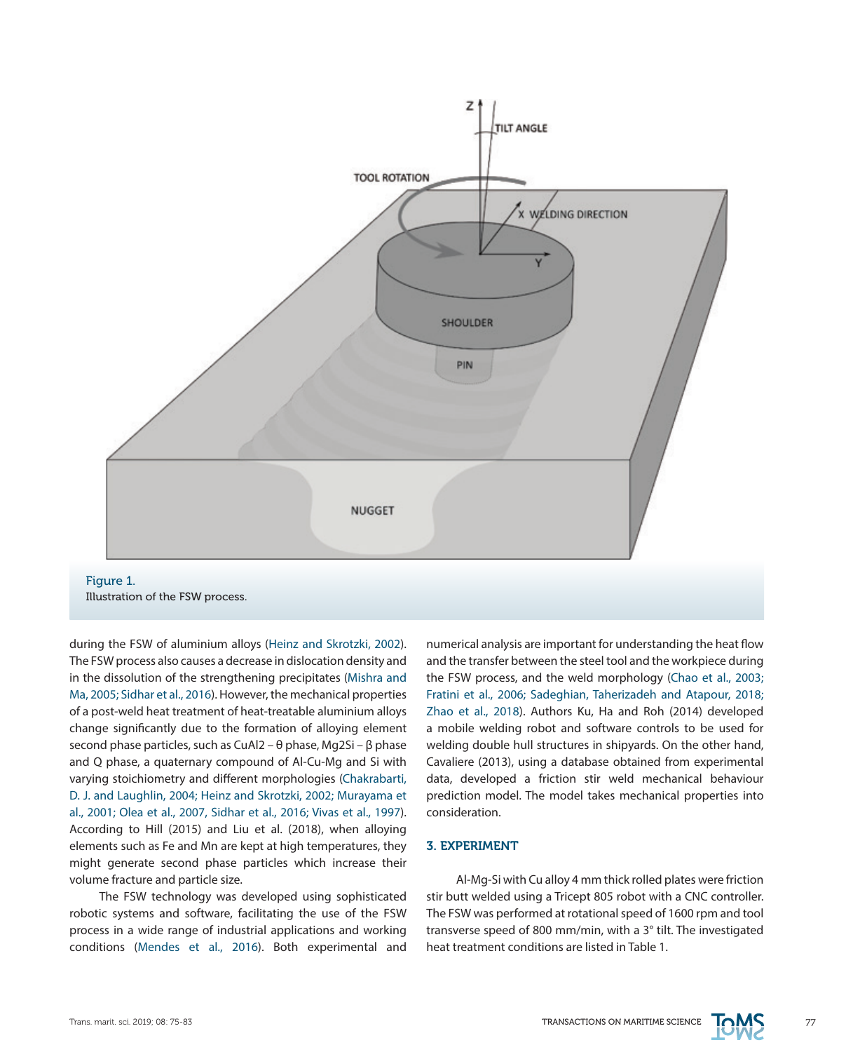Figure 1.
Illustration of the FSW process.

during the FSW of aluminium alloys (Heinz and Skrotzki, 2002). The FSW process also causes a decrease in dislocation density and in the dissolution of the strengthening precipitates (Mishra and Ma, 2005; Sidhar et al., 2016). However, the mechanical properties of a post-weld heat treatment of heat-treatable aluminium alloys change significantly due to the formation of alloying element second phase particles, such as $CuAl_2$ – θ phase, $Mg_2Si$ – β phase and Q phase, a quaternary compound of Al-Cu-Mg and Si with varying stoichiometry and different morphologies (Chakrabarti, D. J. and Laughlin, 2004; Heinz and Skrotzki, 2002; Murayama et al., 2001; Olea et al., 2007, Sidhar et al., 2016; Vivas et al., 1997). According to Hill (2015) and Liu et al. (2018), when alloying elements such as Fe and Mn are kept at high temperatures, they might generate second phase particles which increase their volume fracture and particle size.

The FSW technology was developed using sophisticated robotic systems and software, facilitating the use of the FSW process in a wide range of industrial applications and working conditions (Mendes et al., 2016). Both experimental and numerical analysis are important for understanding the heat flow and the transfer between the steel tool and the workpiece during the FSW process, and the weld morphology (Chao et al., 2003; Fratini et al., 2006; Sadeghian, Taherizadeh and Atapour, 2018; Zhao et al., 2018). Authors Ku, Ha and Roh (2014) developed a mobile welding robot and software controls to be used for welding double hull structures in shipyards. On the other hand, Cavaliere (2013), using a database obtained from experimental data, developed a friction stir weld mechanical behaviour prediction model. The model takes mechanical properties into consideration.

## 3. EXPERIMENT

Al-Mg-Si with Cu alloy 4 mm thick rolled plates were friction stir butt welded using a Tricept 805 robot with a CNC controller. The FSW was performed at rotational speed of 1600 rpm and tool transverse speed of 800 mm/min, with a 3° tilt. The investigated heat treatment conditions are listed in Table 1.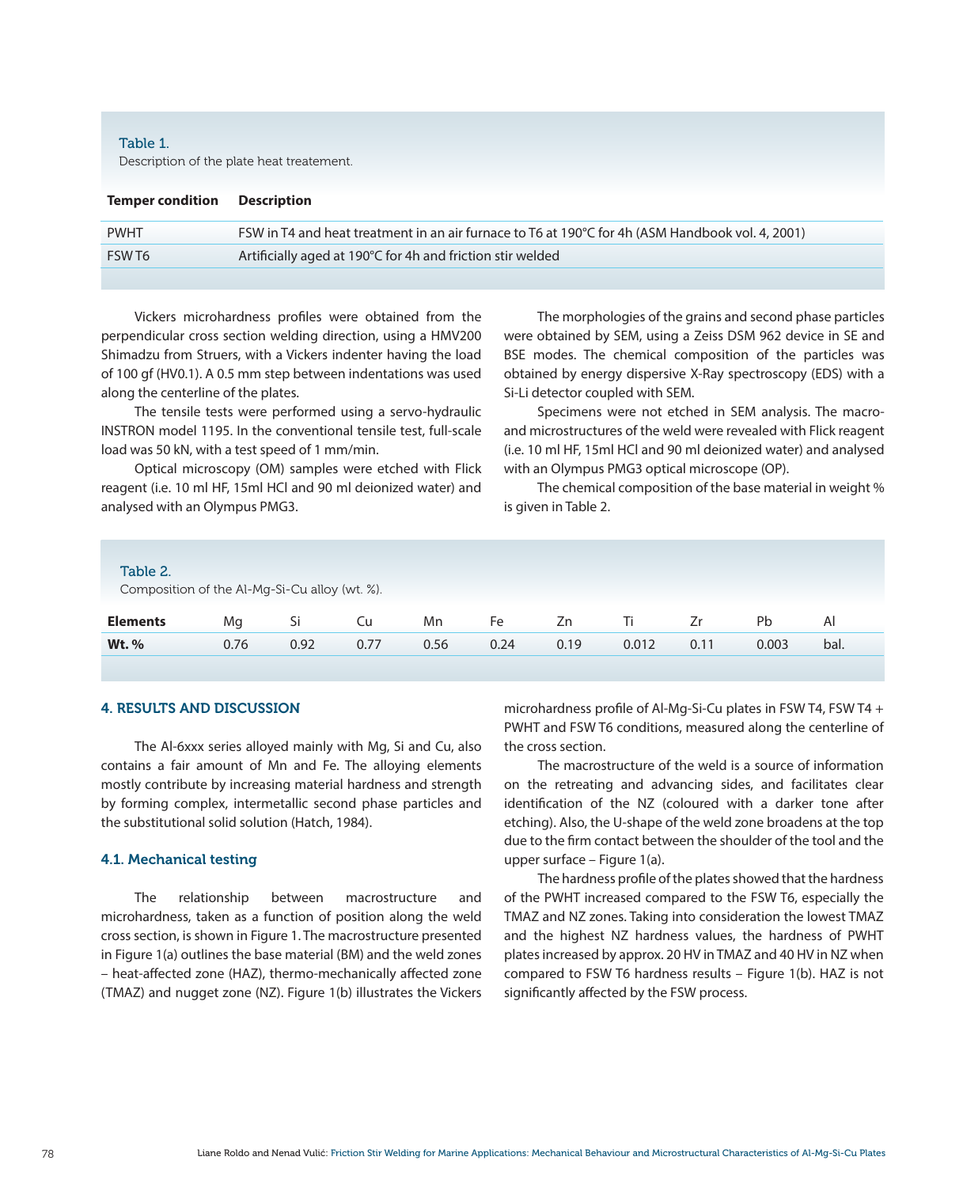Table 1.
Description of the plate heat treatement.

| Temper condition | Description |
|---|---|
| PWHT | FSW in T4 and heat treatment in an air furnace to T6 at 190°C for 4h (ASM Handbook vol. 4, 2001) |
| FSW T6 | Artificially aged at 190°C for 4h and friction stir welded |

Vickers microhardness profiles were obtained from the perpendicular cross section welding direction, using a HMV200 Shimadzu from Struers, with a Vickers indenter having the load of 100 gf (HV0.1). A 0.5 mm step between indentations was used along the centerline of the plates.

The tensile tests were performed using a servo-hydraulic INSTRON model 1195. In the conventional tensile test, full-scale load was 50 kN, with a test speed of 1 mm/min.

Optical microscopy (OM) samples were etched with Flick reagent (i.e. 10 ml HF, 15ml HCl and 90 ml deionized water) and analysed with an Olympus PMG3.

The morphologies of the grains and second phase particles were obtained by SEM, using a Zeiss DSM 962 device in SE and BSE modes. The chemical composition of the particles was obtained by energy dispersive X-Ray spectroscopy (EDS) with a Si-Li detector coupled with SEM.

Specimens were not etched in SEM analysis. The macro- and microstructures of the weld were revealed with Flick reagent (i.e. 10 ml HF, 15ml HCl and 90 ml deionized water) and analysed with an Olympus PMG3 optical microscope (OP).

The chemical composition of the base material in weight % is given in Table 2.

Table 2.
Composition of the Al-Mg-Si-Cu alloy (wt. %).

| Elements | Mg | Si | Cu | Mn | Fe | Zn | Ti | Zr | Pb | Al |
|---|---|---|---|---|---|---|---|---|---|---|
| **Wt. %** | 0.76 | 0.92 | 0.77 | 0.56 | 0.24 | 0.19 | 0.012 | 0.11 | 0.003 | bal. |

## 4. RESULTS AND DISCUSSION

The Al-6xxx series alloyed mainly with Mg, Si and Cu, also contains a fair amount of Mn and Fe. The alloying elements mostly contribute by increasing material hardness and strength by forming complex, intermetallic second phase particles and the substitutional solid solution (Hatch, 1984).

### 4.1. Mechanical testing

The relationship between macrostructure and microhardness, taken as a function of position along the weld cross section, is shown in Figure 1. The macrostructure presented in Figure 1(a) outlines the base material (BM) and the weld zones – heat-affected zone (HAZ), thermo-mechanically affected zone (TMAZ) and nugget zone (NZ). Figure 1(b) illustrates the Vickers microhardness profile of Al-Mg-Si-Cu plates in FSW T4, FSW T4 + PWHT and FSW T6 conditions, measured along the centerline of the cross section.

The macrostructure of the weld is a source of information on the retreating and advancing sides, and facilitates clear identification of the NZ (coloured with a darker tone after etching). Also, the U-shape of the weld zone broadens at the top due to the firm contact between the shoulder of the tool and the upper surface – Figure 1(a).

The hardness profile of the plates showed that the hardness of the PWHT increased compared to the FSW T6, especially the TMAZ and NZ zones. Taking into consideration the lowest TMAZ and the highest NZ hardness values, the hardness of PWHT plates increased by approx. 20 HV in TMAZ and 40 HV in NZ when compared to FSW T6 hardness results – Figure 1(b). HAZ is not significantly affected by the FSW process.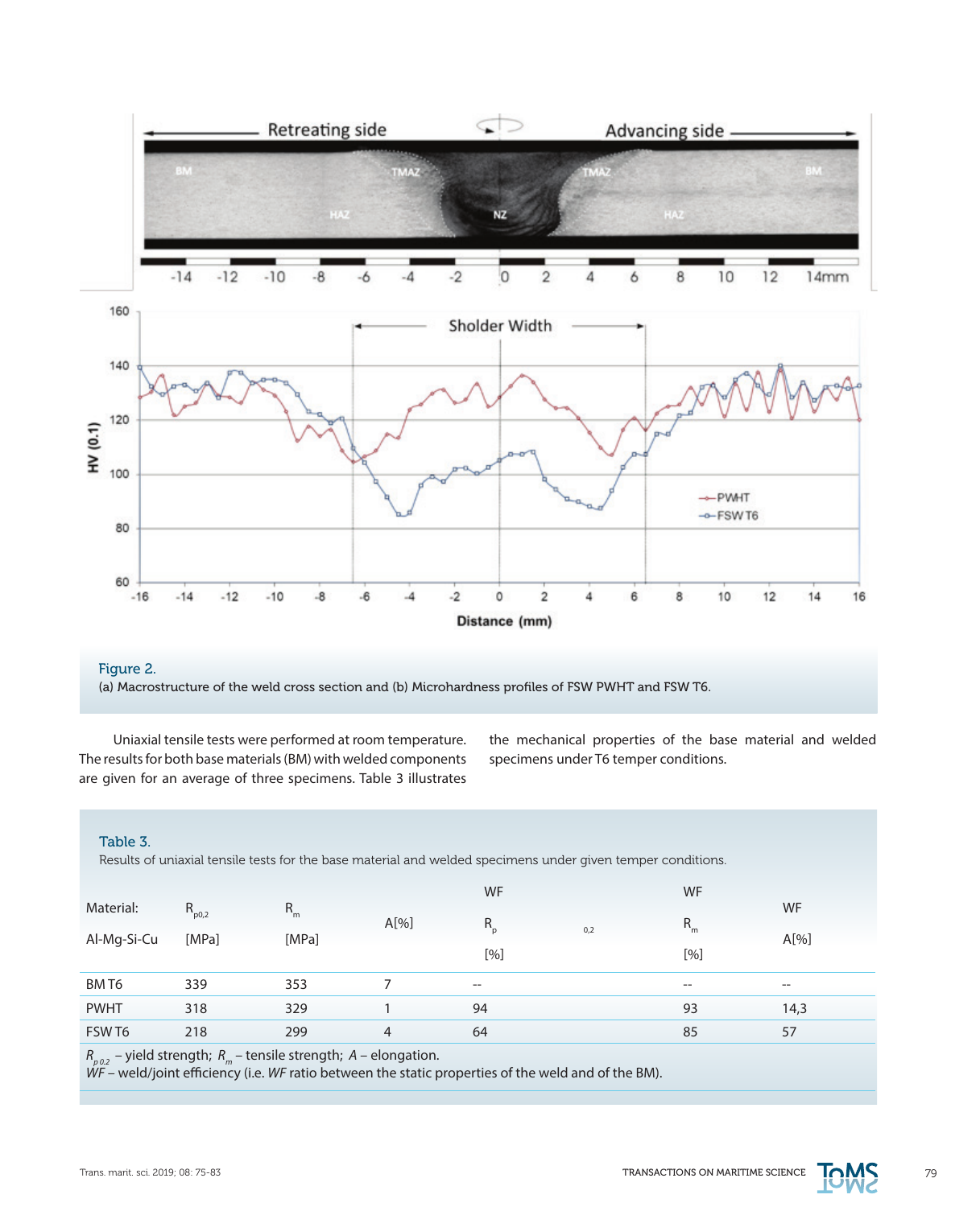Figure 2.
(a) Macrostructure of the weld cross section and (b) Microhardness profiles of FSW PWHT and FSW T6.

Uniaxial tensile tests were performed at room temperature. The results for both base materials (BM) with welded components are given for an average of three specimens. Table 3 illustrates the mechanical properties of the base material and welded specimens under T6 temper conditions.

Table 3.
Results of uniaxial tensile tests for the base material and welded specimens under given temper conditions.

| Material: Al-Mg-Si-Cu | $R_{p0,2}$ [MPa] | $R_m$ [MPa] | A[%] | WF $R_{p0,2}$ [%] | WF $R_m$ [%] | WF A[%] |
|---|---|---|---|---|---|---|
| BM T6 | 339 | 353 | 7 | -- | -- | -- |
| PWHT | 318 | 329 | 1 | 94 | 93 | 14,3 |
| FSW T6 | 218 | 299 | 4 | 64 | 85 | 57 |

*$R_{p0.2}$* – yield strength; *$R_m$* – tensile strength; *A* – elongation.
*WF* – weld/joint efficiency (i.e. *WF* ratio between the static properties of the weld and of the BM).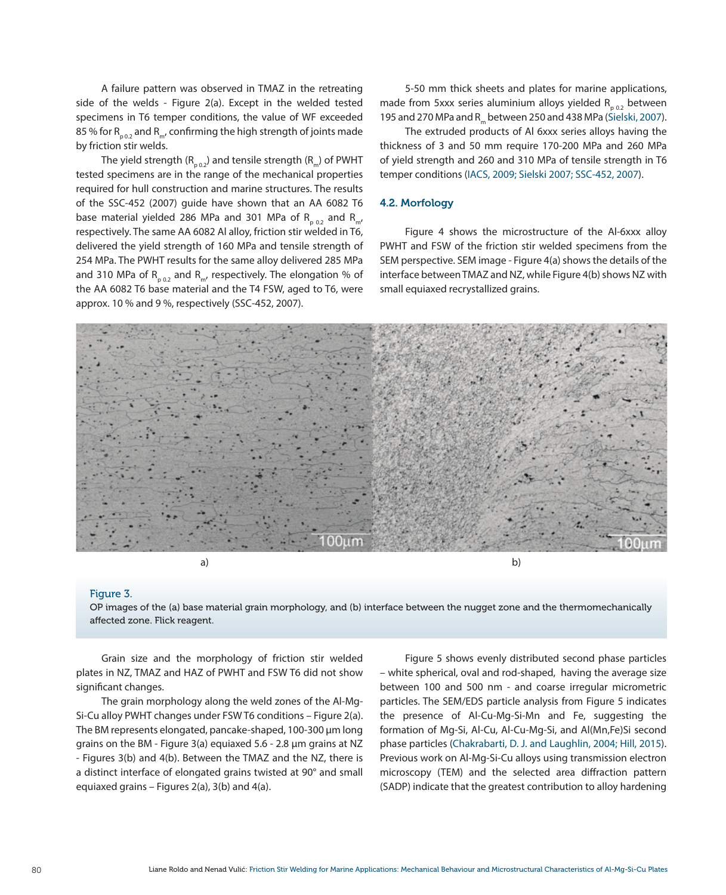A failure pattern was observed in TMAZ in the retreating side of the welds - Figure 2(a). Except in the welded tested specimens in T6 temper conditions, the value of WF exceeded 85 % for $R_{p\,0.2}$ and $R_m$, confirming the high strength of joints made by friction stir welds.

The yield strength ($R_{p\,0.2}$) and tensile strength ($R_m$) of PWHT tested specimens are in the range of the mechanical properties required for hull construction and marine structures. The results of the SSC-452 (2007) guide have shown that an AA 6082 T6 base material yielded 286 MPa and 301 MPa of $R_{p\,0.2}$ and $R_m$, respectively. The same AA 6082 Al alloy, friction stir welded in T6, delivered the yield strength of 160 MPa and tensile strength of 254 MPa. The PWHT results for the same alloy delivered 285 MPa and 310 MPa of $R_{p\,0.2}$ and $R_m$, respectively. The elongation % of the AA 6082 T6 base material and the T4 FSW, aged to T6, were approx. 10 % and 9 %, respectively (SSC-452, 2007).

5-50 mm thick sheets and plates for marine applications, made from 5xxx series aluminium alloys yielded $R_{p\,0.2}$ between 195 and 270 MPa and $R_m$ between 250 and 438 MPa (Sielski, 2007).

The extruded products of Al 6xxx series alloys having the thickness of 3 and 50 mm require 170-200 MPa and 260 MPa of yield strength and 260 and 310 MPa of tensile strength in T6 temper conditions (IACS, 2009; Sielski 2007; SSC-452, 2007).

### 4.2. Morfology

Figure 4 shows the microstructure of the Al-6xxx alloy PWHT and FSW of the friction stir welded specimens from the SEM perspective. SEM image - Figure 4(a) shows the details of the interface between TMAZ and NZ, while Figure 4(b) shows NZ with small equiaxed recrystallized grains.

a) b)

Figure 3.
OP images of the (a) base material grain morphology, and (b) interface between the nugget zone and the thermomechanically affected zone. Flick reagent.

Grain size and the morphology of friction stir welded plates in NZ, TMAZ and HAZ of PWHT and FSW T6 did not show significant changes.

The grain morphology along the weld zones of the Al-Mg-Si-Cu alloy PWHT changes under FSW T6 conditions – Figure 2(a). The BM represents elongated, pancake-shaped, 100-300 µm long grains on the BM - Figure 3(a) equiaxed 5.6 - 2.8 µm grains at NZ - Figures 3(b) and 4(b). Between the TMAZ and the NZ, there is a distinct interface of elongated grains twisted at 90° and small equiaxed grains – Figures 2(a), 3(b) and 4(a).

Figure 5 shows evenly distributed second phase particles – white spherical, oval and rod-shaped, having the average size between 100 and 500 nm - and coarse irregular micrometric particles. The SEM/EDS particle analysis from Figure 5 indicates the presence of Al-Cu-Mg-Si-Mn and Fe, suggesting the formation of Mg-Si, Al-Cu, Al-Cu-Mg-Si, and Al(Mn,Fe)Si second phase particles (Chakrabarti, D. J. and Laughlin, 2004; Hill, 2015). Previous work on Al-Mg-Si-Cu alloys using transmission electron microscopy (TEM) and the selected area diffraction pattern (SADP) indicate that the greatest contribution to alloy hardening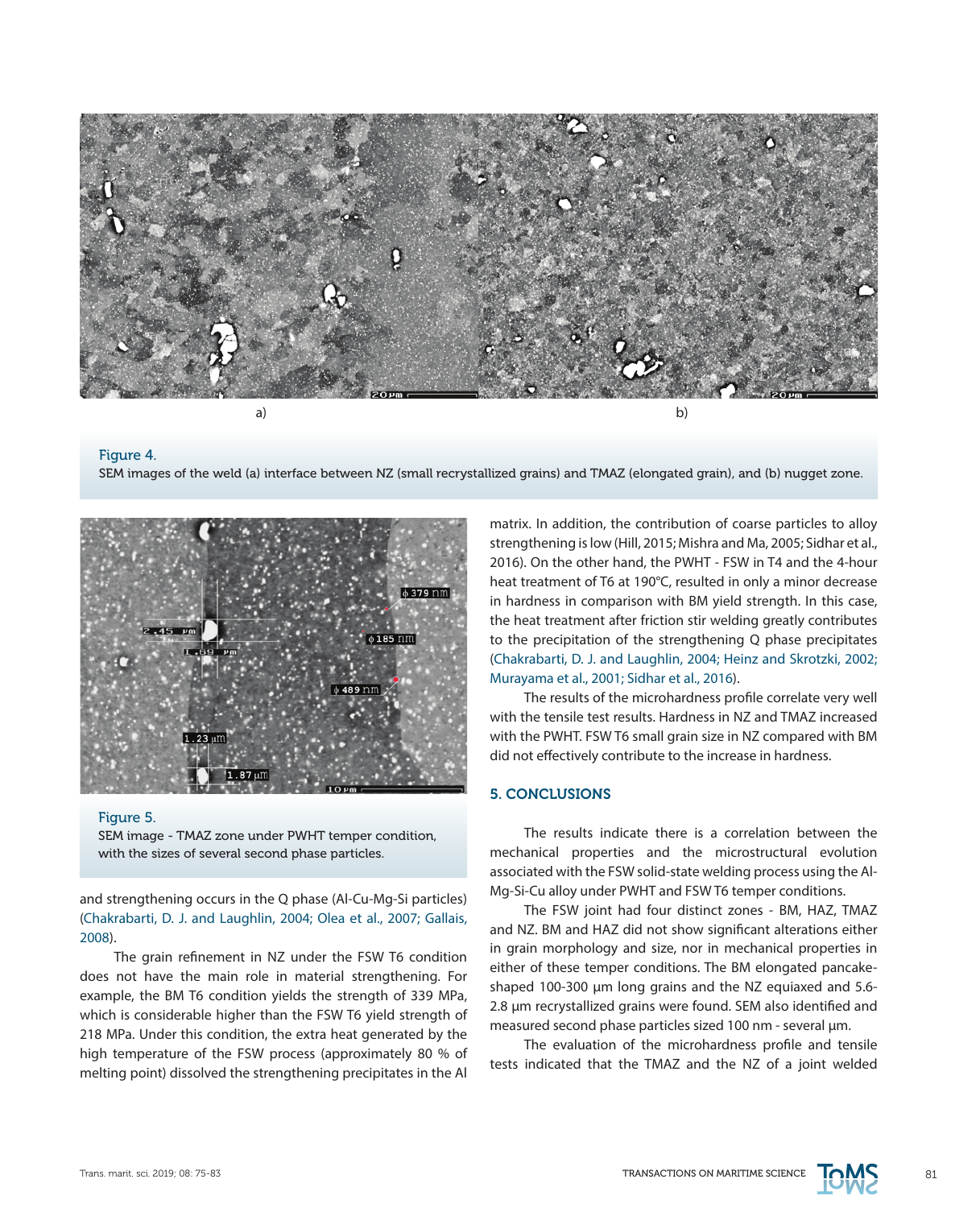a) b)

Figure 4.
SEM images of the weld (a) interface between NZ (small recrystallized grains) and TMAZ (elongated grain), and (b) nugget zone.

Figure 5.
SEM image - TMAZ zone under PWHT temper condition, with the sizes of several second phase particles.

and strengthening occurs in the Q phase (Al-Cu-Mg-Si particles) (Chakrabarti, D. J. and Laughlin, 2004; Olea et al., 2007; Gallais, 2008).

The grain refinement in NZ under the FSW T6 condition does not have the main role in material strengthening. For example, the BM T6 condition yields the strength of 339 MPa, which is considerable higher than the FSW T6 yield strength of 218 MPa. Under this condition, the extra heat generated by the high temperature of the FSW process (approximately 80 % of melting point) dissolved the strengthening precipitates in the Al matrix. In addition, the contribution of coarse particles to alloy strengthening is low (Hill, 2015; Mishra and Ma, 2005; Sidhar et al., 2016). On the other hand, the PWHT - FSW in T4 and the 4-hour heat treatment of T6 at 190°C, resulted in only a minor decrease in hardness in comparison with BM yield strength. In this case, the heat treatment after friction stir welding greatly contributes to the precipitation of the strengthening Q phase precipitates (Chakrabarti, D. J. and Laughlin, 2004; Heinz and Skrotzki, 2002; Murayama et al., 2001; Sidhar et al., 2016).

The results of the microhardness profile correlate very well with the tensile test results. Hardness in NZ and TMAZ increased with the PWHT. FSW T6 small grain size in NZ compared with BM did not effectively contribute to the increase in hardness.

## 5. CONCLUSIONS

The results indicate there is a correlation between the mechanical properties and the microstructural evolution associated with the FSW solid-state welding process using the Al-Mg-Si-Cu alloy under PWHT and FSW T6 temper conditions.

The FSW joint had four distinct zones - BM, HAZ, TMAZ and NZ. BM and HAZ did not show significant alterations either in grain morphology and size, nor in mechanical properties in either of these temper conditions. The BM elongated pancake-shaped 100-300 µm long grains and the NZ equiaxed and 5.6-2.8 µm recrystallized grains were found. SEM also identified and measured second phase particles sized 100 nm - several µm.

The evaluation of the microhardness profile and tensile tests indicated that the TMAZ and the NZ of a joint welded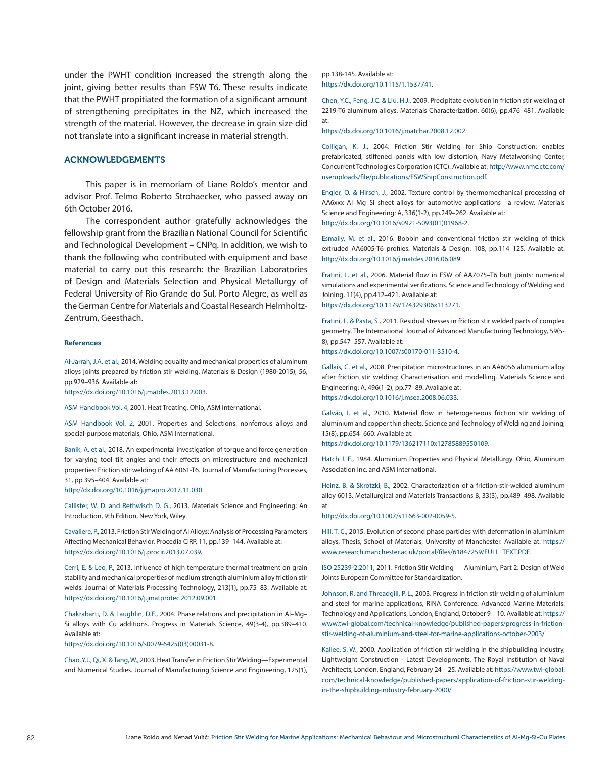under the PWHT condition increased the strength along the joint, giving better results than FSW T6. These results indicate that the PWHT propitiated the formation of a significant amount of strengthening precipitates in the NZ, which increased the strength of the material. However, the decrease in grain size did not translate into a significant increase in material strength.

## ACKNOWLEDGEMENTS

This paper is in memoriam of Liane Roldo's mentor and advisor Prof. Telmo Roberto Strohaecker, who passed away on 6th October 2016.

The correspondent author gratefully acknowledges the fellowship grant from the Brazilian National Council for Scientific and Technological Development – CNPq. In addition, we wish to thank the following who contributed with equipment and base material to carry out this research: the Brazilian Laboratories of Design and Materials Selection and Physical Metallurgy of Federal University of Rio Grande do Sul, Porto Alegre, as well as the German Centre for Materials and Coastal Research Helmholtz-Zentrum, Geesthach.

### References

Al-Jarrah, J.A. et al., 2014. Welding equality and mechanical properties of aluminum alloys joints prepared by friction stir welding. Materials & Design (1980-2015), 56, pp.929–936. Available at: https://dx.doi.org/10.1016/j.matdes.2013.12.003.

ASM Handbook Vol. 4, 2001. Heat Treating, Ohio, ASM International.

ASM Handbook Vol. 2, 2001. Properties and Selections: nonferrous alloys and special-purpose materials, Ohio, ASM International.

Banik, A. et al., 2018. An experimental investigation of torque and force generation for varying tool tilt angles and their effects on microstructure and mechanical properties: Friction stir welding of AA 6061-T6. Journal of Manufacturing Processes, 31, pp.395–404. Available at: http://dx.doi.org/10.1016/j.jmapro.2017.11.030.

Callister, W. D. and Rethwisch D. G., 2013. Materials Science and Engineering: An Introduction, 9th Edition, New York, Wiley.

Cavaliere, P., 2013. Friction Stir Welding of Al Alloys: Analysis of Processing Parameters Affecting Mechanical Behavior. Procedia CIRP, 11, pp.139–144. Available at: https://dx.doi.org/10.1016/j.procir.2013.07.039.

Cerri, E. & Leo, P., 2013. Influence of high temperature thermal treatment on grain stability and mechanical properties of medium strength aluminium alloy friction stir welds. Journal of Materials Processing Technology, 213(1), pp.75–83. Available at: https://dx.doi.org/10.1016/j.jmatprotec.2012.09.001.

Chakrabarti, D. & Laughlin, D.E., 2004. Phase relations and precipitation in Al–Mg–Si alloys with Cu additions. Progress in Materials Science, 49(3-4), pp.389–410. Available at: https://dx.doi.org/10.1016/s0079-6425(03)00031-8.

Chao, Y.J., Qi, X. & Tang, W., 2003. Heat Transfer in Friction Stir Welding—Experimental and Numerical Studies. Journal of Manufacturing Science and Engineering, 125(1), pp.138-145. Available at: https://dx.doi.org/10.1115/1.1537741.

Chen, Y.C., Feng, J.C. & Liu, H.J., 2009. Precipitate evolution in friction stir welding of 2219-T6 aluminum alloys. Materials Characterization, 60(6), pp.476–481. Available at: https://dx.doi.org/10.1016/j.matchar.2008.12.002.

Colligan, K. J., 2004. Friction Stir Welding for Ship Construction: enables prefabricated, stiffened panels with low distortion, Navy Metalworking Center, Concurrent Technologies Corporation (CTC). Available at: http://www.nmc.ctc.com/useruploads/file/publications/FSWShipConstruction.pdf.

Engler, O. & Hirsch, J., 2002. Texture control by thermomechanical processing of AA6xxx Al–Mg–Si sheet alloys for automotive applications—a review. Materials Science and Engineering: A, 336(1-2), pp.249–262. Available at: http://dx.doi.org/10.1016/s0921-5093(01)01968-2.

Esmaily, M. et al., 2016. Bobbin and conventional friction stir welding of thick extruded AA6005-T6 profiles. Materials & Design, 108, pp.114–125. Available at: http://dx.doi.org/10.1016/j.matdes.2016.06.089.

Fratini, L. et al., 2006. Material flow in FSW of AA7075–T6 butt joints: numerical simulations and experimental verifications. Science and Technology of Welding and Joining, 11(4), pp.412–421. Available at: https://dx.doi.org/10.1179/174329306x113271.

Fratini, L. & Pasta, S., 2011. Residual stresses in friction stir welded parts of complex geometry. The International Journal of Advanced Manufacturing Technology, 59(5-8), pp.547–557. Available at: https://dx.doi.org/10.1007/s00170-011-3510-4.

Gallais, C. et al., 2008. Precipitation microstructures in an AA6056 aluminium alloy after friction stir welding: Characterisation and modelling. Materials Science and Engineering: A, 496(1-2), pp.77–89. Available at: https://dx.doi.org/10.1016/j.msea.2008.06.033.

Galvão, I. et al., 2010. Material flow in heterogeneous friction stir welding of aluminium and copper thin sheets. Science and Technology of Welding and Joining, 15(8), pp.654–660. Available at: https://dx.doi.org/10.1179/136217110x12785889550109.

Hatch J. E., 1984. Aluminium Properties and Physical Metallurgy. Ohio, Aluminum Association Inc. and ASM International.

Heinz, B. & Skrotzki, B., 2002. Characterization of a friction-stir-welded aluminum alloy 6013. Metallurgical and Materials Transactions B, 33(3), pp.489–498. Available at: http://dx.doi.org/10.1007/s11663-002-0059-5.

Hill, T. C., 2015. Evolution of second phase particles with deformation in aluminium alloys, Thesis, School of Materials, University of Manchester. Available at: https://www.research.manchester.ac.uk/portal/files/61847259/FULL_TEXT.PDF.

ISO 25239-2:2011, 2011. Friction Stir Welding — Aluminium, Part 2: Design of Weld Joints European Committee for Standardization.

Johnson, R. and Threadgill, P. L., 2003. Progress in friction stir welding of aluminium and steel for marine applications, RINA Conference: Advanced Marine Materials: Technology and Applications, London, England, October 9 – 10. Available at: https://www.twi-global.com/technical-knowledge/published-papers/progress-in-friction-stir-welding-of-aluminium-and-steel-for-marine-applications-october-2003/

Kallee, S. W., 2000. Application of friction stir welding in the shipbuilding industry, Lightweight Construction - Latest Developments, The Royal Institution of Naval Architects, London, England, February 24 – 25. Available at: https://www.twi-global.com/technical-knowledge/published-papers/application-of-friction-stir-welding-in-the-shipbuilding-industry-february-2000/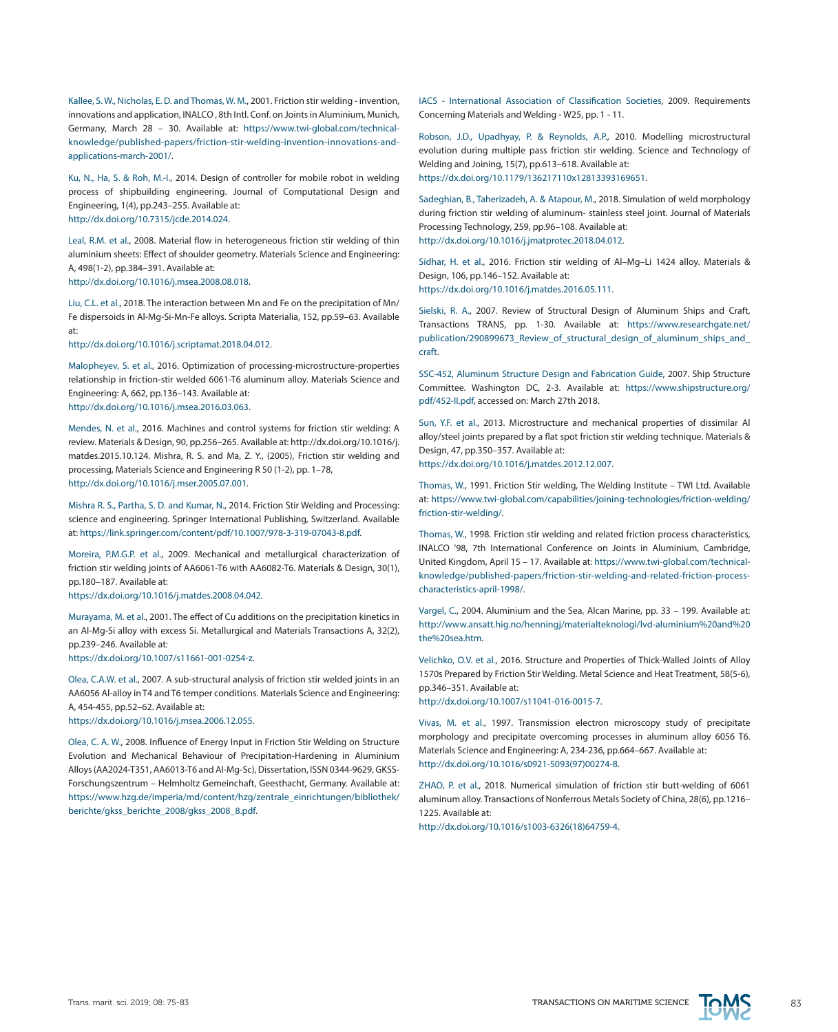Kallee, S. W., Nicholas, E. D. and Thomas, W. M., 2001. Friction stir welding - invention, innovations and application, INALCO , 8th Intl. Conf. on Joints in Aluminium, Munich, Germany, March 28 – 30. Available at: https://www.twi-global.com/technical-knowledge/published-papers/friction-stir-welding-invention-innovations-and-applications-march-2001/.

Ku, N., Ha, S. & Roh, M.-I., 2014. Design of controller for mobile robot in welding process of shipbuilding engineering. Journal of Computational Design and Engineering, 1(4), pp.243–255. Available at: http://dx.doi.org/10.7315/jcde.2014.024.

Leal, R.M. et al., 2008. Material flow in heterogeneous friction stir welding of thin aluminium sheets: Effect of shoulder geometry. Materials Science and Engineering: A, 498(1-2), pp.384–391. Available at: http://dx.doi.org/10.1016/j.msea.2008.08.018.

Liu, C.L. et al., 2018. The interaction between Mn and Fe on the precipitation of Mn/Fe dispersoids in Al-Mg-Si-Mn-Fe alloys. Scripta Materialia, 152, pp.59–63. Available at: http://dx.doi.org/10.1016/j.scriptamat.2018.04.012.

Malopheyev, S. et al., 2016. Optimization of processing-microstructure-properties relationship in friction-stir welded 6061-T6 aluminum alloy. Materials Science and Engineering: A, 662, pp.136–143. Available at: http://dx.doi.org/10.1016/j.msea.2016.03.063.

Mendes, N. et al., 2016. Machines and control systems for friction stir welding: A review. Materials & Design, 90, pp.256–265. Available at: http://dx.doi.org/10.1016/j.matdes.2015.10.124. Mishra, R. S. and Ma, Z. Y., (2005), Friction stir welding and processing, Materials Science and Engineering R 50 (1-2), pp. 1–78, http://dx.doi.org/10.1016/j.mser.2005.07.001.

Mishra R. S., Partha, S. D. and Kumar, N., 2014. Friction Stir Welding and Processing: science and engineering. Springer International Publishing, Switzerland. Available at: https://link.springer.com/content/pdf/10.1007/978-3-319-07043-8.pdf.

Moreira, P.M.G.P. et al., 2009. Mechanical and metallurgical characterization of friction stir welding joints of AA6061-T6 with AA6082-T6. Materials & Design, 30(1), pp.180–187. Available at: https://dx.doi.org/10.1016/j.matdes.2008.04.042.

Murayama, M. et al., 2001. The effect of Cu additions on the precipitation kinetics in an Al-Mg-Si alloy with excess Si. Metallurgical and Materials Transactions A, 32(2), pp.239–246. Available at: https://dx.doi.org/10.1007/s11661-001-0254-z.

Olea, C.A.W. et al., 2007. A sub-structural analysis of friction stir welded joints in an AA6056 Al-alloy in T4 and T6 temper conditions. Materials Science and Engineering: A, 454-455, pp.52–62. Available at: https://dx.doi.org/10.1016/j.msea.2006.12.055.

Olea, C. A. W., 2008. Influence of Energy Input in Friction Stir Welding on Structure Evolution and Mechanical Behaviour of Precipitation-Hardening in Aluminium Alloys (AA2024-T351, AA6013-T6 and Al-Mg-Sc), Dissertation, ISSN 0344-9629, GKSS-Forschungszentrum – Helmholtz Gemeinchaft, Geesthacht, Germany. Available at: https://www.hzg.de/imperia/md/content/hzg/zentrale_einrichtungen/bibliothek/berichte/gkss_berichte_2008/gkss_2008_8.pdf.

IACS - International Association of Classification Societies, 2009. Requirements Concerning Materials and Welding - W25, pp. 1 - 11.

Robson, J.D., Upadhyay, P. & Reynolds, A.P., 2010. Modelling microstructural evolution during multiple pass friction stir welding. Science and Technology of Welding and Joining, 15(7), pp.613–618. Available at: https://dx.doi.org/10.1179/136217110x12813393169651.

Sadeghian, B., Taherizadeh, A. & Atapour, M., 2018. Simulation of weld morphology during friction stir welding of aluminum- stainless steel joint. Journal of Materials Processing Technology, 259, pp.96–108. Available at: http://dx.doi.org/10.1016/j.jmatprotec.2018.04.012.

Sidhar, H. et al., 2016. Friction stir welding of Al–Mg–Li 1424 alloy. Materials & Design, 106, pp.146–152. Available at: https://dx.doi.org/10.1016/j.matdes.2016.05.111.

Sielski, R. A., 2007. Review of Structural Design of Aluminum Ships and Craft, Transactions TRANS, pp. 1-30. Available at: https://www.researchgate.net/publication/290899673_Review_of_structural_design_of_aluminum_ships_and_craft.

SSC-452, Aluminum Structure Design and Fabrication Guide, 2007. Ship Structure Committee. Washington DC, 2-3. Available at: https://www.shipstructure.org/pdf/452-II.pdf, accessed on: March 27th 2018.

Sun, Y.F. et al., 2013. Microstructure and mechanical properties of dissimilar Al alloy/steel joints prepared by a flat spot friction stir welding technique. Materials & Design, 47, pp.350–357. Available at: https://dx.doi.org/10.1016/j.matdes.2012.12.007.

Thomas, W., 1991. Friction Stir welding, The Welding Institute – TWI Ltd. Available at: https://www.twi-global.com/capabilities/joining-technologies/friction-welding/friction-stir-welding/.

Thomas, W., 1998. Friction stir welding and related friction process characteristics, INALCO '98, 7th International Conference on Joints in Aluminium, Cambridge, United Kingdom, April 15 – 17. Available at: https://www.twi-global.com/technical-knowledge/published-papers/friction-stir-welding-and-related-friction-process-characteristics-april-1998/.

Vargel, C., 2004. Aluminium and the Sea, Alcan Marine, pp. 33 – 199. Available at: http://www.ansatt.hig.no/henningj/materialteknologi/lvd-aluminium%20and%20the%20sea.htm.

Velichko, O.V. et al., 2016. Structure and Properties of Thick-Walled Joints of Alloy 1570s Prepared by Friction Stir Welding. Metal Science and Heat Treatment, 58(5-6), pp.346–351. Available at: http://dx.doi.org/10.1007/s11041-016-0015-7.

Vivas, M. et al., 1997. Transmission electron microscopy study of precipitate morphology and precipitate overcoming processes in aluminum alloy 6056 T6. Materials Science and Engineering: A, 234-236, pp.664–667. Available at: http://dx.doi.org/10.1016/s0921-5093(97)00274-8.

ZHAO, P. et al., 2018. Numerical simulation of friction stir butt-welding of 6061 aluminum alloy. Transactions of Nonferrous Metals Society of China, 28(6), pp.1216–1225. Available at: http://dx.doi.org/10.1016/s1003-6326(18)64759-4.